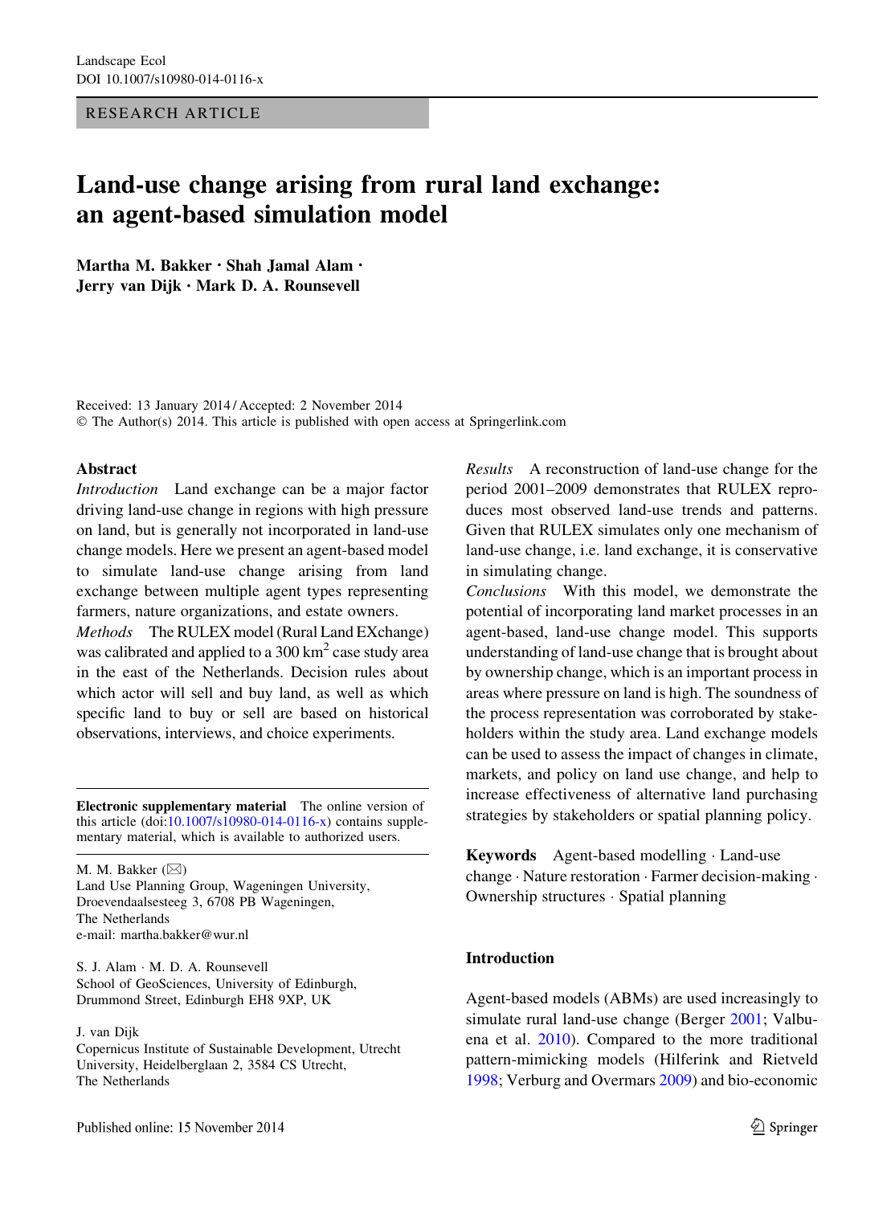RESEARCH ARTICLE

# Land-use change arising from rural land exchange: an agent-based simulation model

**Martha M. Bakker · Shah Jamal Alam · Jerry van Dijk · Mark D. A. Rounsevell**

Received: 13 January 2014 / Accepted: 2 November 2014
© The Author(s) 2014. This article is published with open access at Springerlink.com

## Abstract

*Introduction* Land exchange can be a major factor driving land-use change in regions with high pressure on land, but is generally not incorporated in land-use change models. Here we present an agent-based model to simulate land-use change arising from land exchange between multiple agent types representing farmers, nature organizations, and estate owners.

*Methods* The RULEX model (Rural Land EXchange) was calibrated and applied to a 300 km$^2$ case study area in the east of the Netherlands. Decision rules about which actor will sell and buy land, as well as which specific land to buy or sell are based on historical observations, interviews, and choice experiments.

*Results* A reconstruction of land-use change for the period 2001–2009 demonstrates that RULEX reproduces most observed land-use trends and patterns. Given that RULEX simulates only one mechanism of land-use change, i.e. land exchange, it is conservative in simulating change.

*Conclusions* With this model, we demonstrate the potential of incorporating land market processes in an agent-based, land-use change model. This supports understanding of land-use change that is brought about by ownership change, which is an important process in areas where pressure on land is high. The soundness of the process representation was corroborated by stakeholders within the study area. Land exchange models can be used to assess the impact of changes in climate, markets, and policy on land use change, and help to increase effectiveness of alternative land purchasing strategies by stakeholders or spatial planning policy.

**Keywords** Agent-based modelling · Land-use change · Nature restoration · Farmer decision-making · Ownership structures · Spatial planning

**Electronic supplementary material** The online version of this article (doi:10.1007/s10980-014-0116-x) contains supplementary material, which is available to authorized users.

M. M. Bakker (✉)
Land Use Planning Group, Wageningen University, Droevendaalsesteeg 3, 6708 PB Wageningen, The Netherlands
e-mail: martha.bakker@wur.nl

S. J. Alam · M. D. A. Rounsevell
School of GeoSciences, University of Edinburgh, Drummond Street, Edinburgh EH8 9XP, UK

J. van Dijk
Copernicus Institute of Sustainable Development, Utrecht University, Heidelberglaan 2, 3584 CS Utrecht, The Netherlands

## Introduction

Agent-based models (ABMs) are used increasingly to simulate rural land-use change (Berger 2001; Valbuena et al. 2010). Compared to the more traditional pattern-mimicking models (Hilferink and Rietveld 1998; Verburg and Overmars 2009) and bio-economic

Published online: 15 November 2014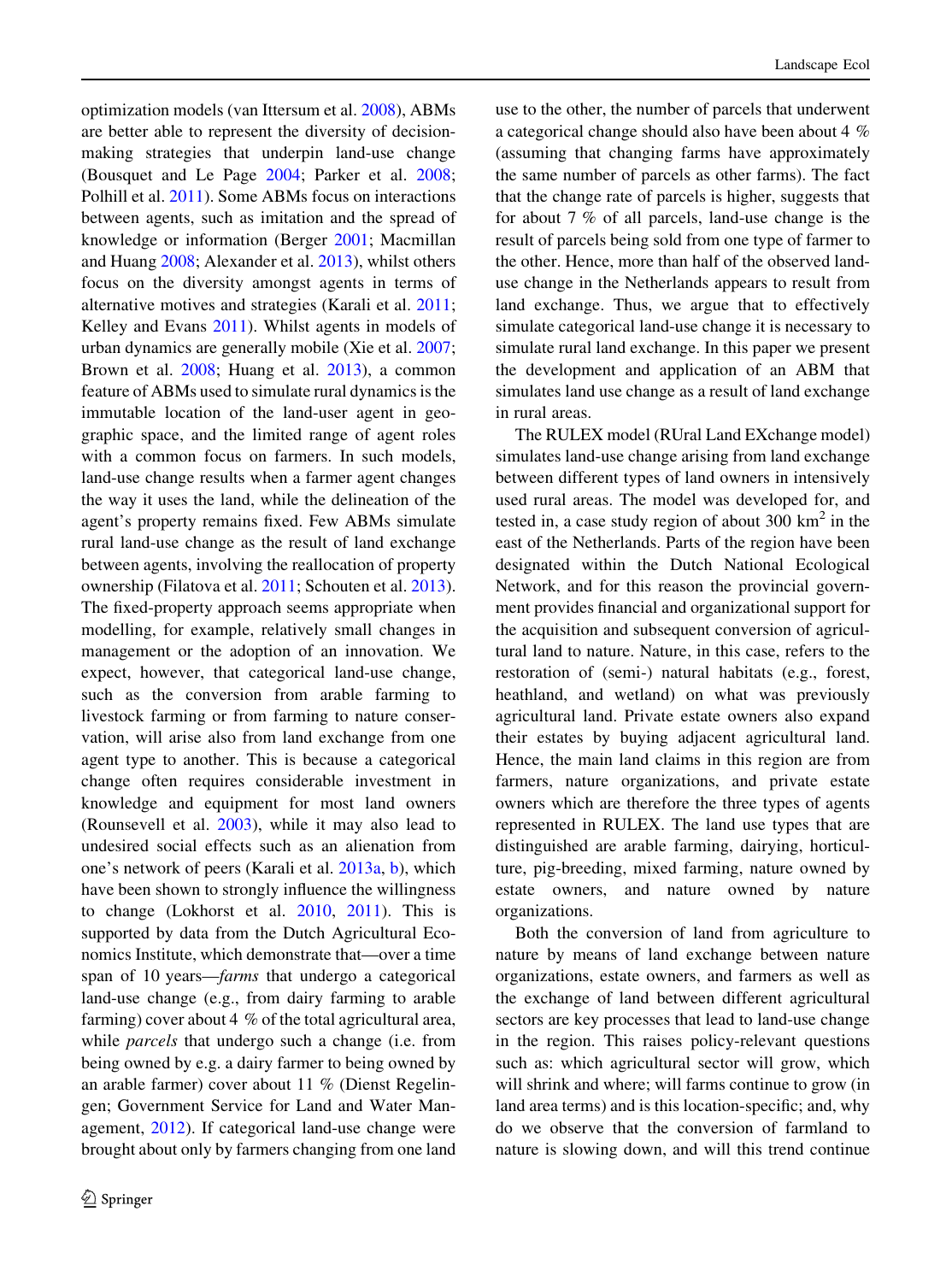optimization models (van Ittersum et al. 2008), ABMs are better able to represent the diversity of decision-making strategies that underpin land-use change (Bousquet and Le Page 2004; Parker et al. 2008; Polhill et al. 2011). Some ABMs focus on interactions between agents, such as imitation and the spread of knowledge or information (Berger 2001; Macmillan and Huang 2008; Alexander et al. 2013), whilst others focus on the diversity amongst agents in terms of alternative motives and strategies (Karali et al. 2011; Kelley and Evans 2011). Whilst agents in models of urban dynamics are generally mobile (Xie et al. 2007; Brown et al. 2008; Huang et al. 2013), a common feature of ABMs used to simulate rural dynamics is the immutable location of the land-user agent in geographic space, and the limited range of agent roles with a common focus on farmers. In such models, land-use change results when a farmer agent changes the way it uses the land, while the delineation of the agent's property remains fixed. Few ABMs simulate rural land-use change as the result of land exchange between agents, involving the reallocation of property ownership (Filatova et al. 2011; Schouten et al. 2013). The fixed-property approach seems appropriate when modelling, for example, relatively small changes in management or the adoption of an innovation. We expect, however, that categorical land-use change, such as the conversion from arable farming to livestock farming or from farming to nature conservation, will arise also from land exchange from one agent type to another. This is because a categorical change often requires considerable investment in knowledge and equipment for most land owners (Rounsevell et al. 2003), while it may also lead to undesired social effects such as an alienation from one's network of peers (Karali et al. 2013a, b), which have been shown to strongly influence the willingness to change (Lokhorst et al. 2010, 2011). This is supported by data from the Dutch Agricultural Economics Institute, which demonstrate that—over a time span of 10 years—*farms* that undergo a categorical land-use change (e.g., from dairy farming to arable farming) cover about 4 % of the total agricultural area, while *parcels* that undergo such a change (i.e. from being owned by e.g. a dairy farmer to being owned by an arable farmer) cover about 11 % (Dienst Regelingen; Government Service for Land and Water Management, 2012). If categorical land-use change were brought about only by farmers changing from one land use to the other, the number of parcels that underwent a categorical change should also have been about 4 % (assuming that changing farms have approximately the same number of parcels as other farms). The fact that the change rate of parcels is higher, suggests that for about 7 % of all parcels, land-use change is the result of parcels being sold from one type of farmer to the other. Hence, more than half of the observed land-use change in the Netherlands appears to result from land exchange. Thus, we argue that to effectively simulate categorical land-use change it is necessary to simulate rural land exchange. In this paper we present the development and application of an ABM that simulates land use change as a result of land exchange in rural areas.

The RULEX model (RUral Land EXchange model) simulates land-use change arising from land exchange between different types of land owners in intensively used rural areas. The model was developed for, and tested in, a case study region of about 300 km$^2$ in the east of the Netherlands. Parts of the region have been designated within the Dutch National Ecological Network, and for this reason the provincial government provides financial and organizational support for the acquisition and subsequent conversion of agricultural land to nature. Nature, in this case, refers to the restoration of (semi-) natural habitats (e.g., forest, heathland, and wetland) on what was previously agricultural land. Private estate owners also expand their estates by buying adjacent agricultural land. Hence, the main land claims in this region are from farmers, nature organizations, and private estate owners which are therefore the three types of agents represented in RULEX. The land use types that are distinguished are arable farming, dairying, horticulture, pig-breeding, mixed farming, nature owned by estate owners, and nature owned by nature organizations.

Both the conversion of land from agriculture to nature by means of land exchange between nature organizations, estate owners, and farmers as well as the exchange of land between different agricultural sectors are key processes that lead to land-use change in the region. This raises policy-relevant questions such as: which agricultural sector will grow, which will shrink and where; will farms continue to grow (in land area terms) and is this location-specific; and, why do we observe that the conversion of farmland to nature is slowing down, and will this trend continue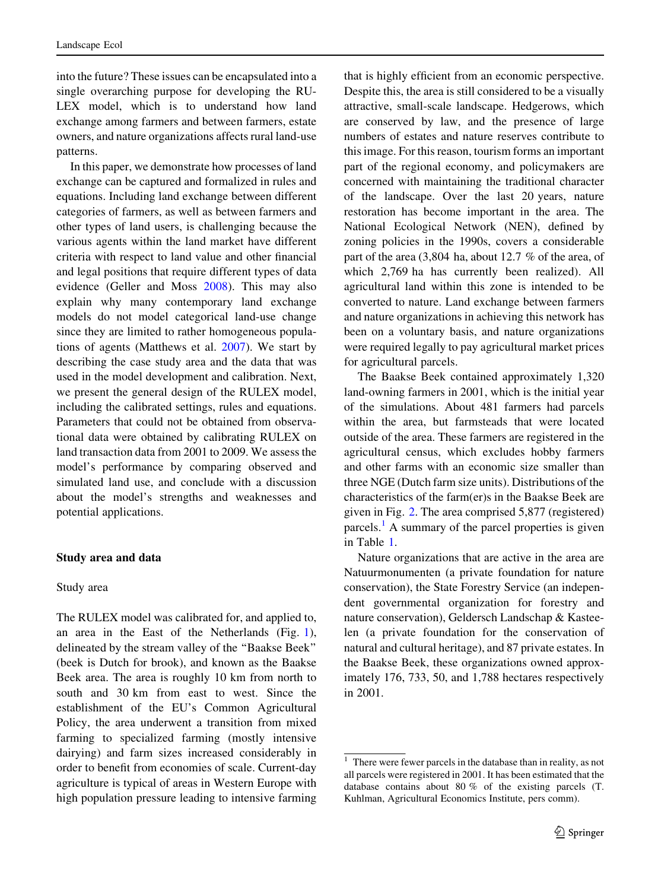into the future? These issues can be encapsulated into a single overarching purpose for developing the RULEX model, which is to understand how land exchange among farmers and between farmers, estate owners, and nature organizations affects rural land-use patterns.

In this paper, we demonstrate how processes of land exchange can be captured and formalized in rules and equations. Including land exchange between different categories of farmers, as well as between farmers and other types of land users, is challenging because the various agents within the land market have different criteria with respect to land value and other financial and legal positions that require different types of data evidence (Geller and Moss 2008). This may also explain why many contemporary land exchange models do not model categorical land-use change since they are limited to rather homogeneous populations of agents (Matthews et al. 2007). We start by describing the case study area and the data that was used in the model development and calibration. Next, we present the general design of the RULEX model, including the calibrated settings, rules and equations. Parameters that could not be obtained from observational data were obtained by calibrating RULEX on land transaction data from 2001 to 2009. We assess the model's performance by comparing observed and simulated land use, and conclude with a discussion about the model's strengths and weaknesses and potential applications.

## Study area and data

### Study area

The RULEX model was calibrated for, and applied to, an area in the East of the Netherlands (Fig. 1), delineated by the stream valley of the "Baakse Beek" (beek is Dutch for brook), and known as the Baakse Beek area. The area is roughly 10 km from north to south and 30 km from east to west. Since the establishment of the EU's Common Agricultural Policy, the area underwent a transition from mixed farming to specialized farming (mostly intensive dairying) and farm sizes increased considerably in order to benefit from economies of scale. Current-day agriculture is typical of areas in Western Europe with high population pressure leading to intensive farming that is highly efficient from an economic perspective. Despite this, the area is still considered to be a visually attractive, small-scale landscape. Hedgerows, which are conserved by law, and the presence of large numbers of estates and nature reserves contribute to this image. For this reason, tourism forms an important part of the regional economy, and policymakers are concerned with maintaining the traditional character of the landscape. Over the last 20 years, nature restoration has become important in the area. The National Ecological Network (NEN), defined by zoning policies in the 1990s, covers a considerable part of the area (3,804 ha, about 12.7 % of the area, of which 2,769 ha has currently been realized). All agricultural land within this zone is intended to be converted to nature. Land exchange between farmers and nature organizations in achieving this network has been on a voluntary basis, and nature organizations were required legally to pay agricultural market prices for agricultural parcels.

The Baakse Beek contained approximately 1,320 land-owning farmers in 2001, which is the initial year of the simulations. About 481 farmers had parcels within the area, but farmsteads that were located outside of the area. These farmers are registered in the agricultural census, which excludes hobby farmers and other farms with an economic size smaller than three NGE (Dutch farm size units). Distributions of the characteristics of the farm(er)s in the Baakse Beek are given in Fig. 2. The area comprised 5,877 (registered) parcels.[1] A summary of the parcel properties is given in Table 1.

Nature organizations that are active in the area are Natuurmonumenten (a private foundation for nature conservation), the State Forestry Service (an independent governmental organization for forestry and nature conservation), Geldersch Landschap & Kasteelen (a private foundation for the conservation of natural and cultural heritage), and 87 private estates. In the Baakse Beek, these organizations owned approximately 176, 733, 50, and 1,788 hectares respectively in 2001.

[1] There were fewer parcels in the database than in reality, as not all parcels were registered in 2001. It has been estimated that the database contains about 80 % of the existing parcels (T. Kuhlman, Agricultural Economics Institute, pers comm).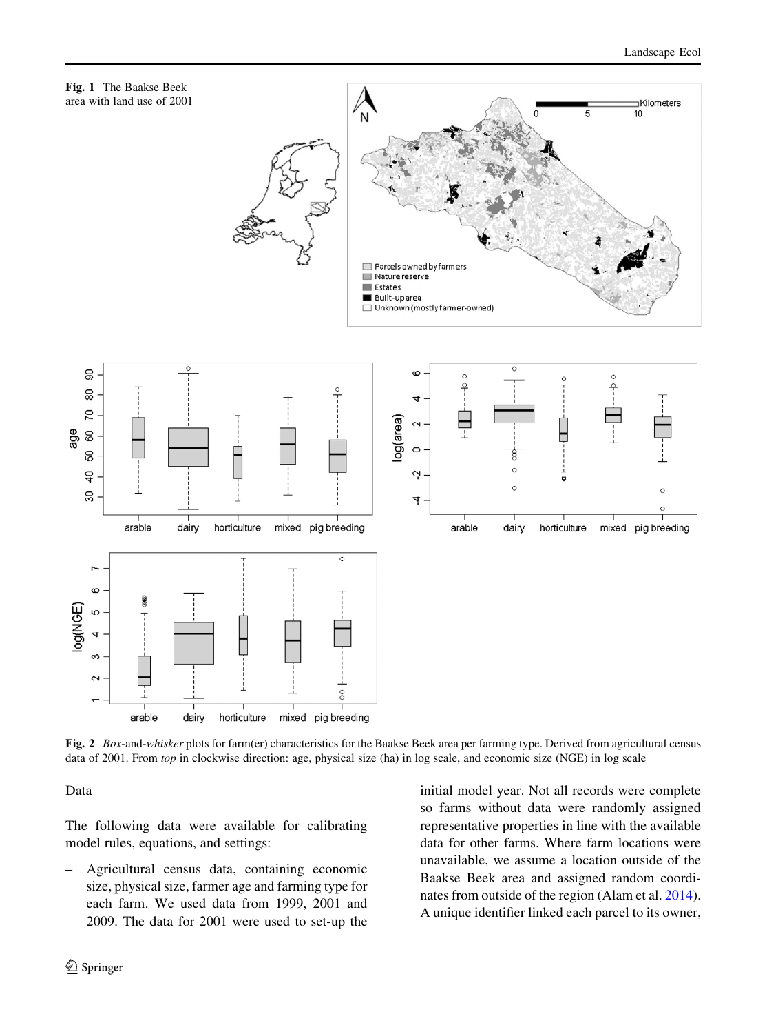**Fig. 1** The Baakse Beek area with land use of 2001

**Fig. 2** *Box*-and-*whisker* plots for farm(er) characteristics for the Baakse Beek area per farming type. Derived from agricultural census data of 2001. From *top* in clockwise direction: age, physical size (ha) in log scale, and economic size (NGE) in log scale

## Data

The following data were available for calibrating model rules, equations, and settings:

- Agricultural census data, containing economic size, physical size, farmer age and farming type for each farm. We used data from 1999, 2001 and 2009. The data for 2001 were used to set-up the initial model year. Not all records were complete so farms without data were randomly assigned representative properties in line with the available data for other farms. Where farm locations were unavailable, we assume a location outside of the Baakse Beek area and assigned random coordinates from outside of the region (Alam et al. 2014). A unique identifier linked each parcel to its owner,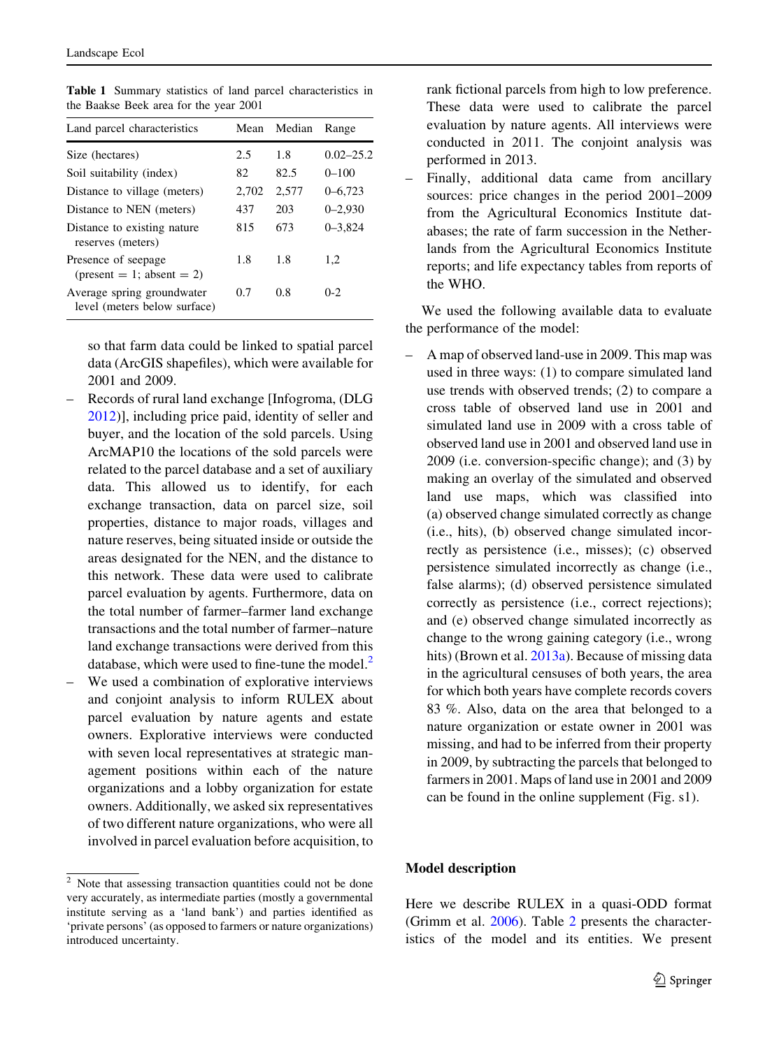**Table 1** Summary statistics of land parcel characteristics in the Baakse Beek area for the year 2001

| Land parcel characteristics | Mean | Median | Range |
|---|---|---|---|
| Size (hectares) | 2.5 | 1.8 | 0.02–25.2 |
| Soil suitability (index) | 82 | 82.5 | 0–100 |
| Distance to village (meters) | 2,702 | 2,577 | 0–6,723 |
| Distance to NEN (meters) | 437 | 203 | 0–2,930 |
| Distance to existing nature reserves (meters) | 815 | 673 | 0–3,824 |
| Presence of seepage (present = 1; absent = 2) | 1.8 | 1.8 | 1,2 |
| Average spring groundwater level (meters below surface) | 0.7 | 0.8 | 0-2 |

so that farm data could be linked to spatial parcel data (ArcGIS shapefiles), which were available for 2001 and 2009.

- Records of rural land exchange [Infogroma, (DLG 2012)], including price paid, identity of seller and buyer, and the location of the sold parcels. Using ArcMAP10 the locations of the sold parcels were related to the parcel database and a set of auxiliary data. This allowed us to identify, for each exchange transaction, data on parcel size, soil properties, distance to major roads, villages and nature reserves, being situated inside or outside the areas designated for the NEN, and the distance to this network. These data were used to calibrate parcel evaluation by agents. Furthermore, data on the total number of farmer–farmer land exchange transactions and the total number of farmer–nature land exchange transactions were derived from this database, which were used to fine-tune the model.[2]
- We used a combination of explorative interviews and conjoint analysis to inform RULEX about parcel evaluation by nature agents and estate owners. Explorative interviews were conducted with seven local representatives at strategic management positions within each of the nature organizations and a lobby organization for estate owners. Additionally, we asked six representatives of two different nature organizations, who were all involved in parcel evaluation before acquisition, to rank fictional parcels from high to low preference. These data were used to calibrate the parcel evaluation by nature agents. All interviews were conducted in 2011. The conjoint analysis was performed in 2013.
- Finally, additional data came from ancillary sources: price changes in the period 2001–2009 from the Agricultural Economics Institute databases; the rate of farm succession in the Netherlands from the Agricultural Economics Institute reports; and life expectancy tables from reports of the WHO.

We used the following available data to evaluate the performance of the model:

- A map of observed land-use in 2009. This map was used in three ways: (1) to compare simulated land use trends with observed trends; (2) to compare a cross table of observed land use in 2001 and simulated land use in 2009 with a cross table of observed land use in 2001 and observed land use in 2009 (i.e. conversion-specific change); and (3) by making an overlay of the simulated and observed land use maps, which was classified into (a) observed change simulated correctly as change (i.e., hits), (b) observed change simulated incorrectly as persistence (i.e., misses); (c) observed persistence simulated incorrectly as change (i.e., false alarms); (d) observed persistence simulated correctly as persistence (i.e., correct rejections); and (e) observed change simulated incorrectly as change to the wrong gaining category (i.e., wrong hits) (Brown et al. 2013a). Because of missing data in the agricultural censuses of both years, the area for which both years have complete records covers 83 %. Also, data on the area that belonged to a nature organization or estate owner in 2001 was missing, and had to be inferred from their property in 2009, by subtracting the parcels that belonged to farmers in 2001. Maps of land use in 2001 and 2009 can be found in the online supplement (Fig. s1).

## Model description

Here we describe RULEX in a quasi-ODD format (Grimm et al. 2006). Table 2 presents the characteristics of the model and its entities. We present

[2] Note that assessing transaction quantities could not be done very accurately, as intermediate parties (mostly a governmental institute serving as a 'land bank') and parties identified as 'private persons' (as opposed to farmers or nature organizations) introduced uncertainty.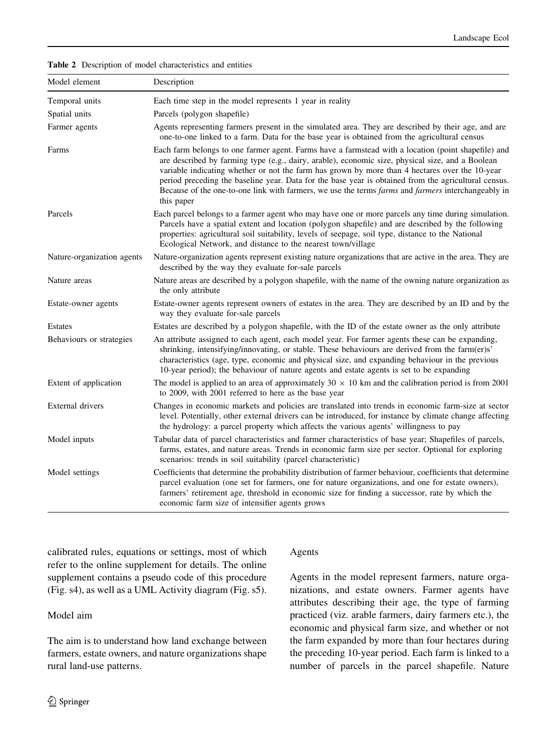**Table 2** Description of model characteristics and entities

| Model element | Description |
| --- | --- |
| Temporal units | Each time step in the model represents 1 year in reality |
| Spatial units | Parcels (polygon shapefile) |
| Farmer agents | Agents representing farmers present in the simulated area. They are described by their age, and are one-to-one linked to a farm. Data for the base year is obtained from the agricultural census |
| Farms | Each farm belongs to one farmer agent. Farms have a farmstead with a location (point shapefile) and are described by farming type (e.g., dairy, arable), economic size, physical size, and a Boolean variable indicating whether or not the farm has grown by more than 4 hectares over the 10-year period preceding the baseline year. Data for the base year is obtained from the agricultural census. Because of the one-to-one link with farmers, we use the terms *farms* and *farmers* interchangeably in this paper |
| Parcels | Each parcel belongs to a farmer agent who may have one or more parcels any time during simulation. Parcels have a spatial extent and location (polygon shapefile) and are described by the following properties: agricultural soil suitability, levels of seepage, soil type, distance to the National Ecological Network, and distance to the nearest town/village |
| Nature-organization agents | Nature-organization agents represent existing nature organizations that are active in the area. They are described by the way they evaluate for-sale parcels |
| Nature areas | Nature areas are described by a polygon shapefile, with the name of the owning nature organization as the only attribute |
| Estate-owner agents | Estate-owner agents represent owners of estates in the area. They are described by an ID and by the way they evaluate for-sale parcels |
| Estates | Estates are described by a polygon shapefile, with the ID of the estate owner as the only attribute |
| Behaviours or strategies | An attribute assigned to each agent, each model year. For farmer agents these can be expanding, shrinking, intensifying/innovating, or stable. These behaviours are derived from the farm(er)s' characteristics (age, type, economic and physical size, and expanding behaviour in the previous 10-year period); the behaviour of nature agents and estate agents is set to be expanding |
| Extent of application | The model is applied to an area of approximately 30 × 10 km and the calibration period is from 2001 to 2009, with 2001 referred to here as the base year |
| External drivers | Changes in economic markets and policies are translated into trends in economic farm-size at sector level. Potentially, other external drivers can be introduced, for instance by climate change affecting the hydrology: a parcel property which affects the various agents' willingness to pay |
| Model inputs | Tabular data of parcel characteristics and farmer characteristics of base year; Shapefiles of parcels, farms, estates, and nature areas. Trends in economic farm size per sector. Optional for exploring scenarios: trends in soil suitability (parcel characteristic) |
| Model settings | Coefficients that determine the probability distribution of farmer behaviour, coefficients that determine parcel evaluation (one set for farmers, one for nature organizations, and one for estate owners), farmers' retirement age, threshold in economic size for finding a successor, rate by which the economic farm size of intensifier agents grows |

calibrated rules, equations or settings, most of which refer to the online supplement for details. The online supplement contains a pseudo code of this procedure (Fig. s4), as well as a UML Activity diagram (Fig. s5).

### Model aim

The aim is to understand how land exchange between farmers, estate owners, and nature organizations shape rural land-use patterns.

### Agents

Agents in the model represent farmers, nature organizations, and estate owners. Farmer agents have attributes describing their age, the type of farming practiced (viz. arable farmers, dairy farmers etc.), the economic and physical farm size, and whether or not the farm expanded by more than four hectares during the preceding 10-year period. Each farm is linked to a number of parcels in the parcel shapefile. Nature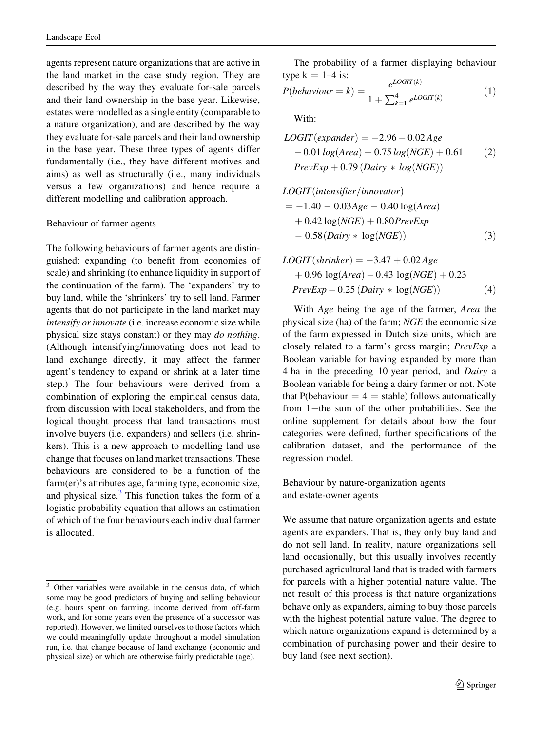agents represent nature organizations that are active in the land market in the case study region. They are described by the way they evaluate for-sale parcels and their land ownership in the base year. Likewise, estates were modelled as a single entity (comparable to a nature organization), and are described by the way they evaluate for-sale parcels and their land ownership in the base year. These three types of agents differ fundamentally (i.e., they have different motives and aims) as well as structurally (i.e., many individuals versus a few organizations) and hence require a different modelling and calibration approach.

### Behaviour of farmer agents

The following behaviours of farmer agents are distinguished: expanding (to benefit from economies of scale) and shrinking (to enhance liquidity in support of the continuation of the farm). The 'expanders' try to buy land, while the 'shrinkers' try to sell land. Farmer agents that do not participate in the land market may *intensify or innovate* (i.e. increase economic size while physical size stays constant) or they may *do nothing*. (Although intensifying/innovating does not lead to land exchange directly, it may affect the farmer agent's tendency to expand or shrink at a later time step.) The four behaviours were derived from a combination of exploring the empirical census data, from discussion with local stakeholders, and from the logical thought process that land transactions must involve buyers (i.e. expanders) and sellers (i.e. shrinkers). This is a new approach to modelling land use change that focuses on land market transactions. These behaviours are considered to be a function of the farm(er)'s attributes age, farming type, economic size, and physical size.[3] This function takes the form of a logistic probability equation that allows an estimation of which of the four behaviours each individual farmer is allocated.

The probability of a farmer displaying behaviour type k = 1–4 is:

$$P(behaviour = k) = \frac{e^{LOGIT(k)}}{1 + \sum_{k=1}^{4} e^{LOGIT(k)}} \quad (1)$$

With:

$$LOGIT(expander) = -2.96 - 0.02\,Age - 0.01\,log(Area) + 0.75\,log(NGE) + 0.61\,PrevExp + 0.79\,(Dairy * log(NGE)) \quad (2)$$

$$LOGIT(intensifier/innovator) = -1.40 - 0.03Age - 0.40\log(Area) + 0.42\log(NGE) + 0.80PrevExp - 0.58(Dairy * \log(NGE)) \quad (3)$$

$$LOGIT(shrinker) = -3.47 + 0.02\,Age + 0.96\,\log(Area) - 0.43\,\log(NGE) + 0.23\,PrevExp - 0.25\,(Dairy * \log(NGE)) \quad (4)$$

With *Age* being the age of the farmer, *Area* the physical size (ha) of the farm; *NGE* the economic size of the farm expressed in Dutch size units, which are closely related to a farm's gross margin; *PrevExp* a Boolean variable for having expanded by more than 4 ha in the preceding 10 year period, and *Dairy* a Boolean variable for being a dairy farmer or not. Note that P(behaviour = 4 = stable) follows automatically from 1−the sum of the other probabilities. See the online supplement for details about how the four categories were defined, further specifications of the calibration dataset, and the performance of the regression model.

### Behaviour by nature-organization agents and estate-owner agents

We assume that nature organization agents and estate agents are expanders. That is, they only buy land and do not sell land. In reality, nature organizations sell land occasionally, but this usually involves recently purchased agricultural land that is traded with farmers for parcels with a higher potential nature value. The net result of this process is that nature organizations behave only as expanders, aiming to buy those parcels with the highest potential nature value. The degree to which nature organizations expand is determined by a combination of purchasing power and their desire to buy land (see next section).

---

[3] Other variables were available in the census data, of which some may be good predictors of buying and selling behaviour (e.g. hours spent on farming, income derived from off-farm work, and for some years even the presence of a successor was reported). However, we limited ourselves to those factors which we could meaningfully update throughout a model simulation run, i.e. that change because of land exchange (economic and physical size) or which are otherwise fairly predictable (age).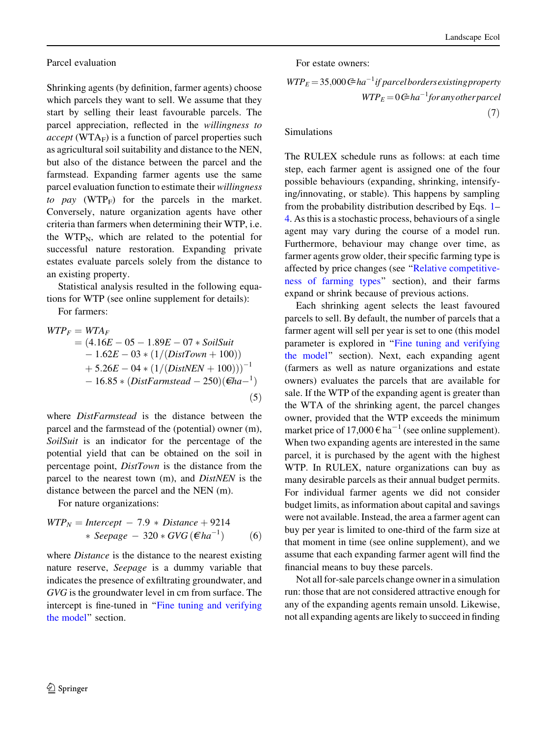### Parcel evaluation

Shrinking agents (by definition, farmer agents) choose which parcels they want to sell. We assume that they start by selling their least favourable parcels. The parcel appreciation, reflected in the *willingness to accept* ($WTA_F$) is a function of parcel properties such as agricultural soil suitability and distance to the NEN, but also of the distance between the parcel and the farmstead. Expanding farmer agents use the same parcel evaluation function to estimate their *willingness to pay* ($WTP_F$) for the parcels in the market. Conversely, nature organization agents have other criteria than farmers when determining their WTP, i.e. the $WTP_N$, which are related to the potential for successful nature restoration. Expanding private estates evaluate parcels solely from the distance to an existing property.

Statistical analysis resulted in the following equations for WTP (see online supplement for details):

For farmers:

$$
\begin{aligned}
WTP_F &= WTA_F \\
&= (4.16E-05 - 1.89E-07 * SoilSuit \\
&\quad - 1.62E-03 * (1/(DistTown + 100)) \\
&\quad + 5.26E-04 * (1/(DistNEN + 100)))^{-1} \\
&\quad - 16.85 * (DistFarmstead - 250)(€ha^{-1})
\end{aligned}
\tag{5}
$$

where *DistFarmstead* is the distance between the parcel and the farmstead of the (potential) owner (m), *SoilSuit* is an indicator for the percentage of the potential yield that can be obtained on the soil in percentage point, *DistTown* is the distance from the parcel to the nearest town (m), and *DistNEN* is the distance between the parcel and the NEN (m).

For nature organizations:

$$
WTP_N = Intercept - 7.9 * Distance + 9214 * Seepage - 320 * GVG\,(€ha^{-1}) \tag{6}
$$

where *Distance* is the distance to the nearest existing nature reserve, *Seepage* is a dummy variable that indicates the presence of exfiltrating groundwater, and *GVG* is the groundwater level in cm from surface. The intercept is fine-tuned in "Fine tuning and verifying the model" section.

For estate owners:

$$
\begin{aligned}
WTP_E &= 35{,}000\,€ha^{-1}\ \text{if parcel borders existing property} \\
WTP_E &= 0\,€ha^{-1}\ \text{for any other parcel}
\end{aligned}
\tag{7}
$$

### Simulations

The RULEX schedule runs as follows: at each time step, each farmer agent is assigned one of the four possible behaviours (expanding, shrinking, intensifying/innovating, or stable). This happens by sampling from the probability distribution described by Eqs. 1–4. As this is a stochastic process, behaviours of a single agent may vary during the course of a model run. Furthermore, behaviour may change over time, as farmer agents grow older, their specific farming type is affected by price changes (see "Relative competitiveness of farming types" section), and their farms expand or shrink because of previous actions.

Each shrinking agent selects the least favoured parcels to sell. By default, the number of parcels that a farmer agent will sell per year is set to one (this model parameter is explored in "Fine tuning and verifying the model" section). Next, each expanding agent (farmers as well as nature organizations and estate owners) evaluates the parcels that are available for sale. If the WTP of the expanding agent is greater than the WTA of the shrinking agent, the parcel changes owner, provided that the WTP exceeds the minimum market price of 17,000 € $ha^{-1}$ (see online supplement). When two expanding agents are interested in the same parcel, it is purchased by the agent with the highest WTP. In RULEX, nature organizations can buy as many desirable parcels as their annual budget permits. For individual farmer agents we did not consider budget limits, as information about capital and savings were not available. Instead, the area a farmer agent can buy per year is limited to one-third of the farm size at that moment in time (see online supplement), and we assume that each expanding farmer agent will find the financial means to buy these parcels.

Not all for-sale parcels change owner in a simulation run: those that are not considered attractive enough for any of the expanding agents remain unsold. Likewise, not all expanding agents are likely to succeed in finding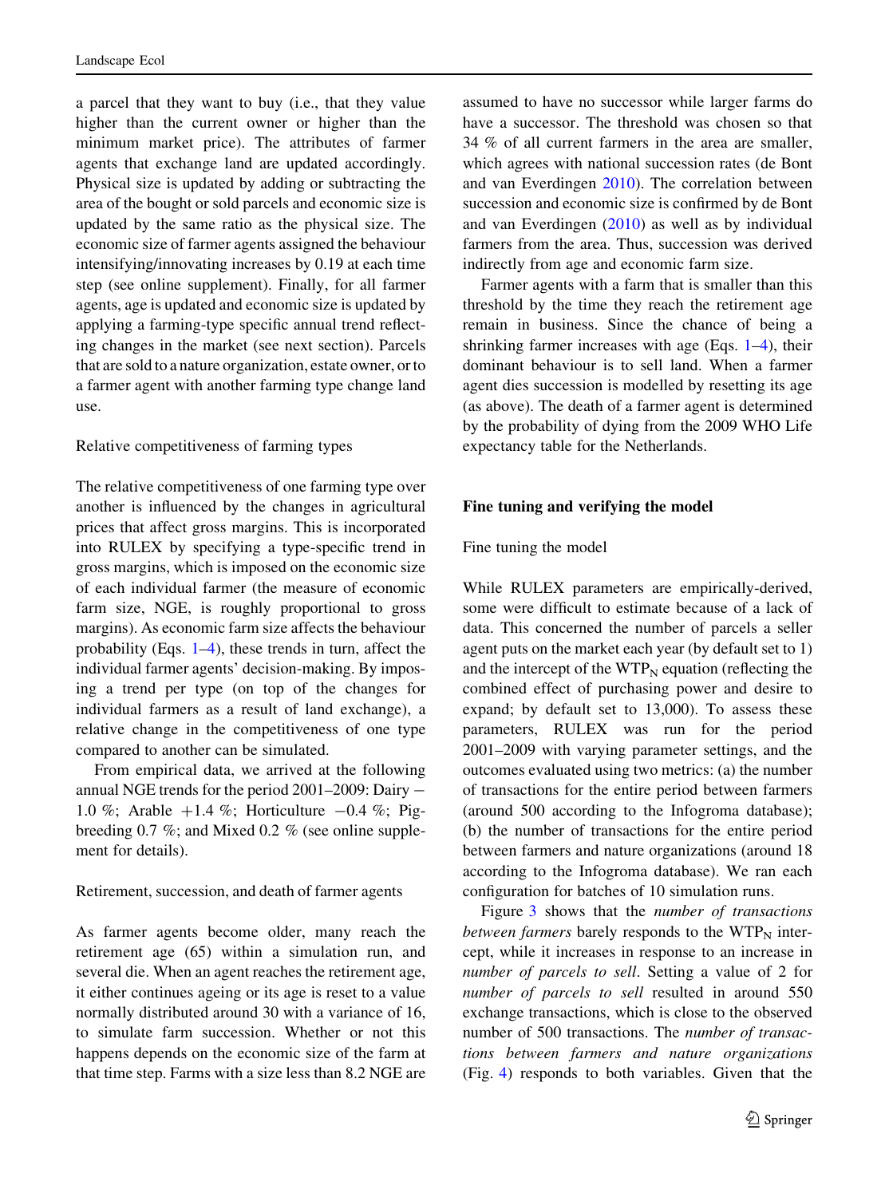a parcel that they want to buy (i.e., that they value higher than the current owner or higher than the minimum market price). The attributes of farmer agents that exchange land are updated accordingly. Physical size is updated by adding or subtracting the area of the bought or sold parcels and economic size is updated by the same ratio as the physical size. The economic size of farmer agents assigned the behaviour intensifying/innovating increases by 0.19 at each time step (see online supplement). Finally, for all farmer agents, age is updated and economic size is updated by applying a farming-type specific annual trend reflecting changes in the market (see next section). Parcels that are sold to a nature organization, estate owner, or to a farmer agent with another farming type change land use.

### Relative competitiveness of farming types

The relative competitiveness of one farming type over another is influenced by the changes in agricultural prices that affect gross margins. This is incorporated into RULEX by specifying a type-specific trend in gross margins, which is imposed on the economic size of each individual farmer (the measure of economic farm size, NGE, is roughly proportional to gross margins). As economic farm size affects the behaviour probability (Eqs. 1–4), these trends in turn, affect the individual farmer agents' decision-making. By imposing a trend per type (on top of the changes for individual farmers as a result of land exchange), a relative change in the competitiveness of one type compared to another can be simulated.

From empirical data, we arrived at the following annual NGE trends for the period 2001–2009: Dairy −1.0 %; Arable +1.4 %; Horticulture −0.4 %; Pig-breeding 0.7 %; and Mixed 0.2 % (see online supplement for details).

### Retirement, succession, and death of farmer agents

As farmer agents become older, many reach the retirement age (65) within a simulation run, and several die. When an agent reaches the retirement age, it either continues ageing or its age is reset to a value normally distributed around 30 with a variance of 16, to simulate farm succession. Whether or not this happens depends on the economic size of the farm at that time step. Farms with a size less than 8.2 NGE are assumed to have no successor while larger farms do have a successor. The threshold was chosen so that 34 % of all current farmers in the area are smaller, which agrees with national succession rates (de Bont and van Everdingen 2010). The correlation between succession and economic size is confirmed by de Bont and van Everdingen (2010) as well as by individual farmers from the area. Thus, succession was derived indirectly from age and economic farm size.

Farmer agents with a farm that is smaller than this threshold by the time they reach the retirement age remain in business. Since the chance of being a shrinking farmer increases with age (Eqs. 1–4), their dominant behaviour is to sell land. When a farmer agent dies succession is modelled by resetting its age (as above). The death of a farmer agent is determined by the probability of dying from the 2009 WHO Life expectancy table for the Netherlands.

## Fine tuning and verifying the model

### Fine tuning the model

While RULEX parameters are empirically-derived, some were difficult to estimate because of a lack of data. This concerned the number of parcels a seller agent puts on the market each year (by default set to 1) and the intercept of the $WTP_N$ equation (reflecting the combined effect of purchasing power and desire to expand; by default set to 13,000). To assess these parameters, RULEX was run for the period 2001–2009 with varying parameter settings, and the outcomes evaluated using two metrics: (a) the number of transactions for the entire period between farmers (around 500 according to the Infogroma database); (b) the number of transactions for the entire period between farmers and nature organizations (around 18 according to the Infogroma database). We ran each configuration for batches of 10 simulation runs.

Figure 3 shows that the *number of transactions between farmers* barely responds to the $WTP_N$ intercept, while it increases in response to an increase in *number of parcels to sell*. Setting a value of 2 for *number of parcels to sell* resulted in around 550 exchange transactions, which is close to the observed number of 500 transactions. The *number of transactions between farmers and nature organizations* (Fig. 4) responds to both variables. Given that the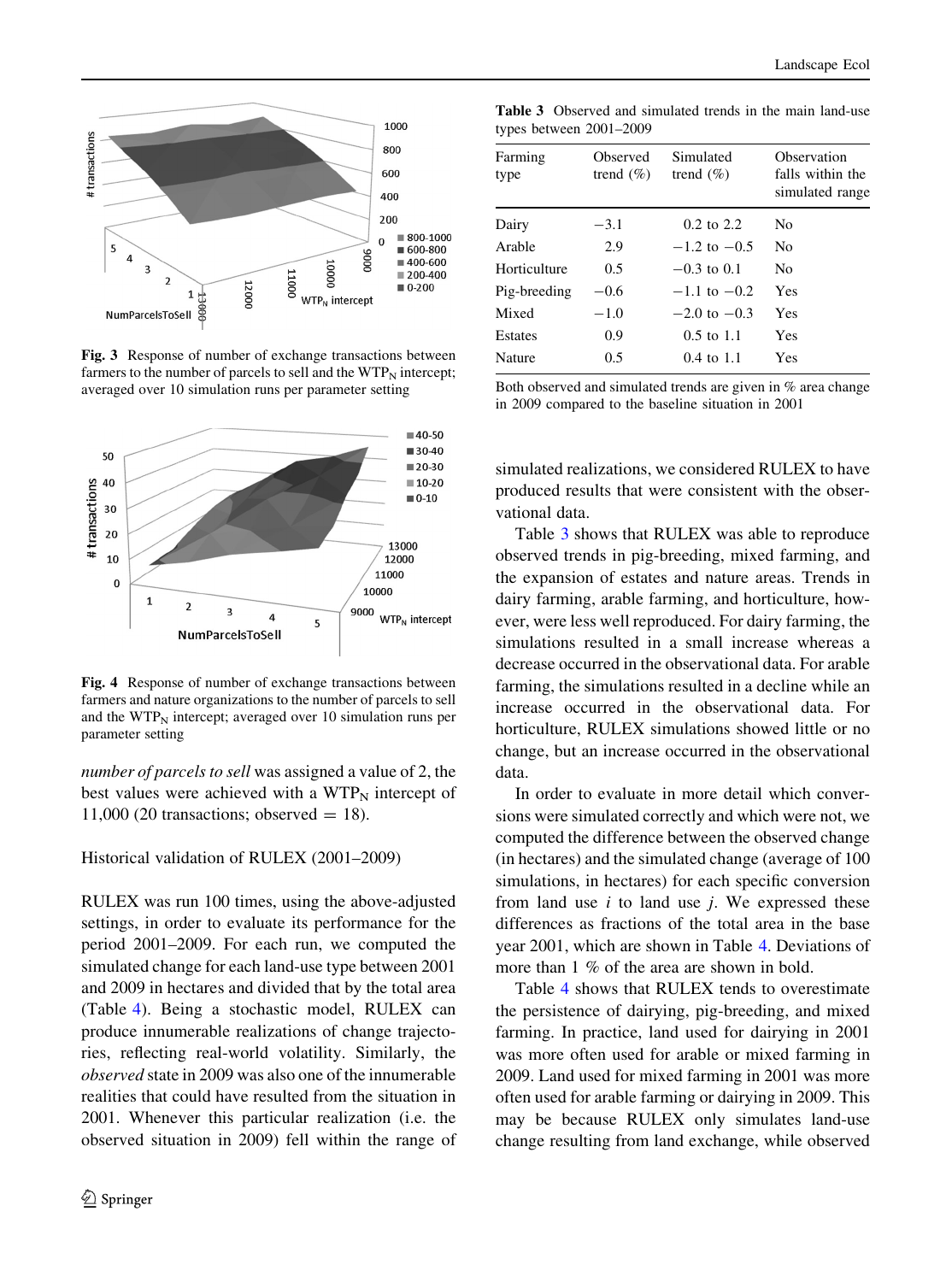Fig. 3 Response of number of exchange transactions between farmers to the number of parcels to sell and the $WTP_N$ intercept; averaged over 10 simulation runs per parameter setting

Fig. 4 Response of number of exchange transactions between farmers and nature organizations to the number of parcels to sell and the $WTP_N$ intercept; averaged over 10 simulation runs per parameter setting

*number of parcels to sell* was assigned a value of 2, the best values were achieved with a $WTP_N$ intercept of 11,000 (20 transactions; observed = 18).

Historical validation of RULEX (2001–2009)

RULEX was run 100 times, using the above-adjusted settings, in order to evaluate its performance for the period 2001–2009. For each run, we computed the simulated change for each land-use type between 2001 and 2009 in hectares and divided that by the total area (Table 4). Being a stochastic model, RULEX can produce innumerable realizations of change trajectories, reflecting real-world volatility. Similarly, the *observed* state in 2009 was also one of the innumerable realities that could have resulted from the situation in 2001. Whenever this particular realization (i.e. the observed situation in 2009) fell within the range of simulated realizations, we considered RULEX to have produced results that were consistent with the observational data.

**Table 3** Observed and simulated trends in the main land-use types between 2001–2009

| Farming type | Observed trend (%) | Simulated trend (%) | Observation falls within the simulated range |
|---|---|---|---|
| Dairy | −3.1 | 0.2 to 2.2 | No |
| Arable | 2.9 | −1.2 to −0.5 | No |
| Horticulture | 0.5 | −0.3 to 0.1 | No |
| Pig-breeding | −0.6 | −1.1 to −0.2 | Yes |
| Mixed | −1.0 | −2.0 to −0.3 | Yes |
| Estates | 0.9 | 0.5 to 1.1 | Yes |
| Nature | 0.5 | 0.4 to 1.1 | Yes |

Both observed and simulated trends are given in % area change in 2009 compared to the baseline situation in 2001

Table 3 shows that RULEX was able to reproduce observed trends in pig-breeding, mixed farming, and the expansion of estates and nature areas. Trends in dairy farming, arable farming, and horticulture, however, were less well reproduced. For dairy farming, the simulations resulted in a small increase whereas a decrease occurred in the observational data. For arable farming, the simulations resulted in a decline while an increase occurred in the observational data. For horticulture, RULEX simulations showed little or no change, but an increase occurred in the observational data.

In order to evaluate in more detail which conversions were simulated correctly and which were not, we computed the difference between the observed change (in hectares) and the simulated change (average of 100 simulations, in hectares) for each specific conversion from land use *i* to land use *j*. We expressed these differences as fractions of the total area in the base year 2001, which are shown in Table 4. Deviations of more than 1 % of the area are shown in bold.

Table 4 shows that RULEX tends to overestimate the persistence of dairying, pig-breeding, and mixed farming. In practice, land used for dairying in 2001 was more often used for arable or mixed farming in 2009. Land used for mixed farming in 2001 was more often used for arable farming or dairying in 2009. This may be because RULEX only simulates land-use change resulting from land exchange, while observed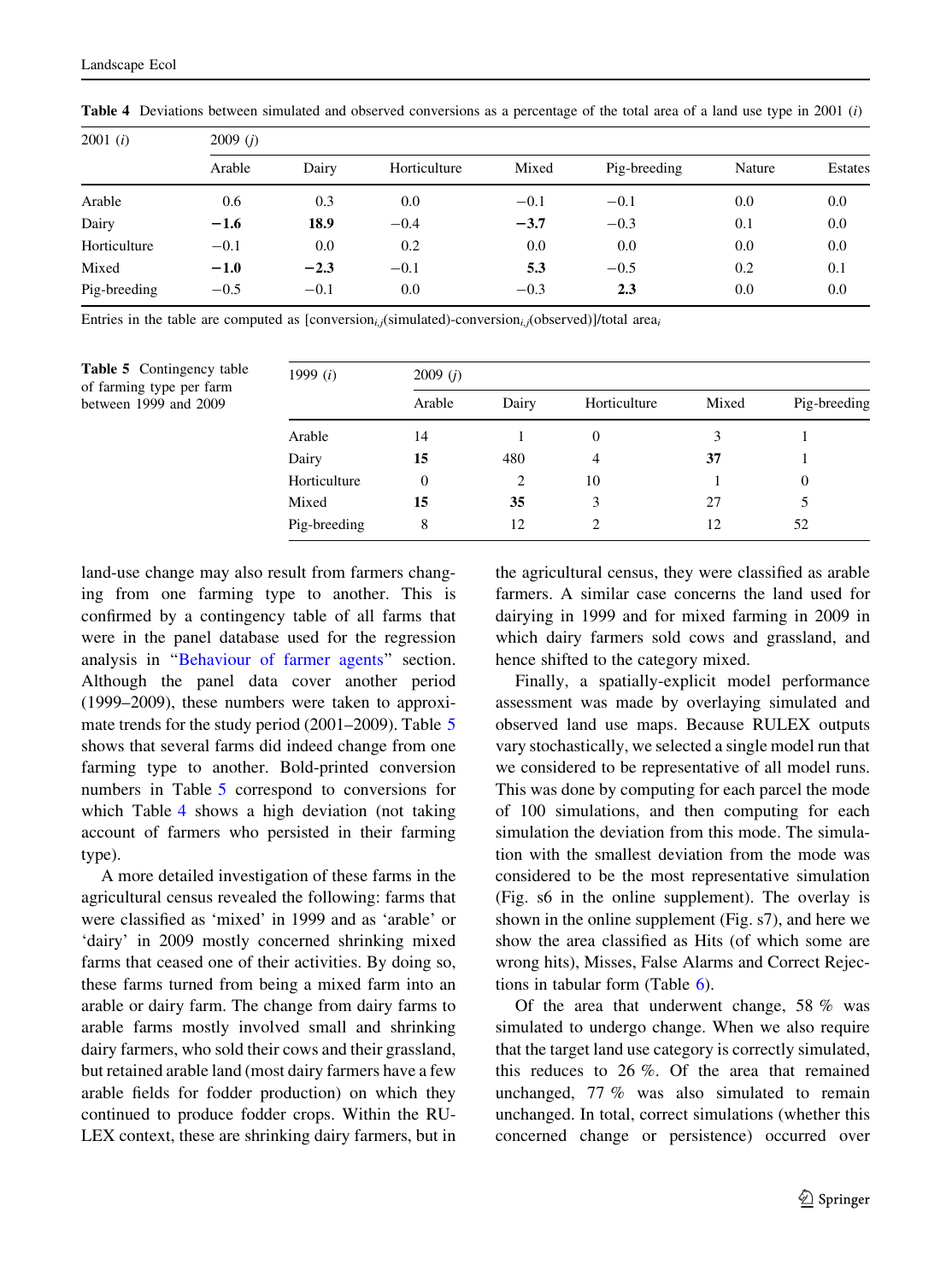**Table 4** Deviations between simulated and observed conversions as a percentage of the total area of a land use type in 2001 (*i*)

| 2001 (*i*) | 2009 (*j*) | | | | | | |
|---|---|---|---|---|---|---|---|
| | Arable | Dairy | Horticulture | Mixed | Pig-breeding | Nature | Estates |
| Arable | 0.6 | 0.3 | 0.0 | −0.1 | −0.1 | 0.0 | 0.0 |
| Dairy | **−1.6** | **18.9** | −0.4 | **−3.7** | −0.3 | 0.1 | 0.0 |
| Horticulture | −0.1 | 0.0 | 0.2 | 0.0 | 0.0 | 0.0 | 0.0 |
| Mixed | **−1.0** | **−2.3** | −0.1 | **5.3** | −0.5 | 0.2 | 0.1 |
| Pig-breeding | −0.5 | −0.1 | 0.0 | −0.3 | **2.3** | 0.0 | 0.0 |

Entries in the table are computed as [$\text{conversion}_{i,j}$(simulated)-$\text{conversion}_{i,j}$(observed)]/total $\text{area}_i$

**Table 5** Contingency table of farming type per farm between 1999 and 2009

| 1999 (*i*) | 2009 (*j*) | | | | |
|---|---|---|---|---|---|
| | Arable | Dairy | Horticulture | Mixed | Pig-breeding |
| Arable | 14 | 1 | 0 | 3 | 1 |
| Dairy | **15** | 480 | 4 | **37** | 1 |
| Horticulture | 0 | 2 | 10 | 1 | 0 |
| Mixed | **15** | **35** | 3 | 27 | 5 |
| Pig-breeding | 8 | 12 | 2 | 12 | 52 |

land-use change may also result from farmers changing from one farming type to another. This is confirmed by a contingency table of all farms that were in the panel database used for the regression analysis in "Behaviour of farmer agents" section. Although the panel data cover another period (1999–2009), these numbers were taken to approximate trends for the study period (2001–2009). Table 5 shows that several farms did indeed change from one farming type to another. Bold-printed conversion numbers in Table 5 correspond to conversions for which Table 4 shows a high deviation (not taking account of farmers who persisted in their farming type).

A more detailed investigation of these farms in the agricultural census revealed the following: farms that were classified as 'mixed' in 1999 and as 'arable' or 'dairy' in 2009 mostly concerned shrinking mixed farms that ceased one of their activities. By doing so, these farms turned from being a mixed farm into an arable or dairy farm. The change from dairy farms to arable farms mostly involved small and shrinking dairy farmers, who sold their cows and their grassland, but retained arable land (most dairy farmers have a few arable fields for fodder production) on which they continued to produce fodder crops. Within the RULEX context, these are shrinking dairy farmers, but in the agricultural census, they were classified as arable farmers. A similar case concerns the land used for dairying in 1999 and for mixed farming in 2009 in which dairy farmers sold cows and grassland, and hence shifted to the category mixed.

Finally, a spatially-explicit model performance assessment was made by overlaying simulated and observed land use maps. Because RULEX outputs vary stochastically, we selected a single model run that we considered to be representative of all model runs. This was done by computing for each parcel the mode of 100 simulations, and then computing for each simulation the deviation from this mode. The simulation with the smallest deviation from the mode was considered to be the most representative simulation (Fig. s6 in the online supplement). The overlay is shown in the online supplement (Fig. s7), and here we show the area classified as Hits (of which some are wrong hits), Misses, False Alarms and Correct Rejections in tabular form (Table 6).

Of the area that underwent change, 58 % was simulated to undergo change. When we also require that the target land use category is correctly simulated, this reduces to 26 %. Of the area that remained unchanged, 77 % was also simulated to remain unchanged. In total, correct simulations (whether this concerned change or persistence) occurred over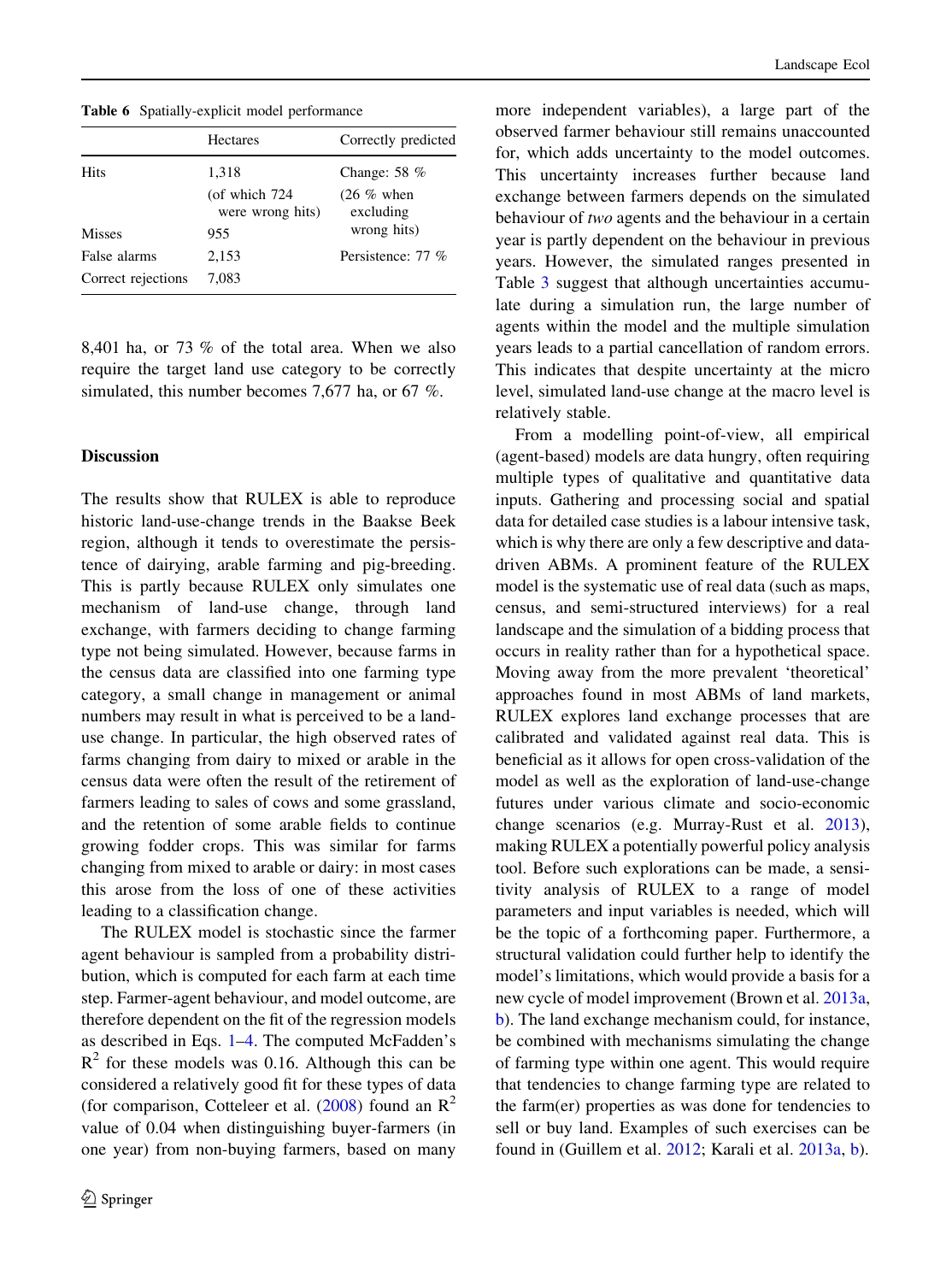**Table 6** Spatially-explicit model performance

| | Hectares | Correctly predicted |
|---|---|---|
| Hits | 1,318 (of which 724 were wrong hits) | Change: 58 % (26 % when excluding wrong hits) |
| Misses | 955 | |
| False alarms | 2,153 | Persistence: 77 % |
| Correct rejections | 7,083 | |

8,401 ha, or 73 % of the total area. When we also require the target land use category to be correctly simulated, this number becomes 7,677 ha, or 67 %.

## Discussion

The results show that RULEX is able to reproduce historic land-use-change trends in the Baakse Beek region, although it tends to overestimate the persistence of dairying, arable farming and pig-breeding. This is partly because RULEX only simulates one mechanism of land-use change, through land exchange, with farmers deciding to change farming type not being simulated. However, because farms in the census data are classified into one farming type category, a small change in management or animal numbers may result in what is perceived to be a land-use change. In particular, the high observed rates of farms changing from dairy to mixed or arable in the census data were often the result of the retirement of farmers leading to sales of cows and some grassland, and the retention of some arable fields to continue growing fodder crops. This was similar for farms changing from mixed to arable or dairy: in most cases this arose from the loss of one of these activities leading to a classification change.

The RULEX model is stochastic since the farmer agent behaviour is sampled from a probability distribution, which is computed for each farm at each time step. Farmer-agent behaviour, and model outcome, are therefore dependent on the fit of the regression models as described in Eqs. 1–4. The computed McFadden's $R^2$ for these models was 0.16. Although this can be considered a relatively good fit for these types of data (for comparison, Cotteleer et al. (2008) found an $R^2$ value of 0.04 when distinguishing buyer-farmers (in one year) from non-buying farmers, based on many more independent variables), a large part of the observed farmer behaviour still remains unaccounted for, which adds uncertainty to the model outcomes. This uncertainty increases further because land exchange between farmers depends on the simulated behaviour of *two* agents and the behaviour in a certain year is partly dependent on the behaviour in previous years. However, the simulated ranges presented in Table 3 suggest that although uncertainties accumulate during a simulation run, the large number of agents within the model and the multiple simulation years leads to a partial cancellation of random errors. This indicates that despite uncertainty at the micro level, simulated land-use change at the macro level is relatively stable.

From a modelling point-of-view, all empirical (agent-based) models are data hungry, often requiring multiple types of qualitative and quantitative data inputs. Gathering and processing social and spatial data for detailed case studies is a labour intensive task, which is why there are only a few descriptive and data-driven ABMs. A prominent feature of the RULEX model is the systematic use of real data (such as maps, census, and semi-structured interviews) for a real landscape and the simulation of a bidding process that occurs in reality rather than for a hypothetical space. Moving away from the more prevalent 'theoretical' approaches found in most ABMs of land markets, RULEX explores land exchange processes that are calibrated and validated against real data. This is beneficial as it allows for open cross-validation of the model as well as the exploration of land-use-change futures under various climate and socio-economic change scenarios (e.g. Murray-Rust et al. 2013), making RULEX a potentially powerful policy analysis tool. Before such explorations can be made, a sensitivity analysis of RULEX to a range of model parameters and input variables is needed, which will be the topic of a forthcoming paper. Furthermore, a structural validation could further help to identify the model's limitations, which would provide a basis for a new cycle of model improvement (Brown et al. 2013a, b). The land exchange mechanism could, for instance, be combined with mechanisms simulating the change of farming type within one agent. This would require that tendencies to change farming type are related to the farm(er) properties as was done for tendencies to sell or buy land. Examples of such exercises can be found in (Guillem et al. 2012; Karali et al. 2013a, b).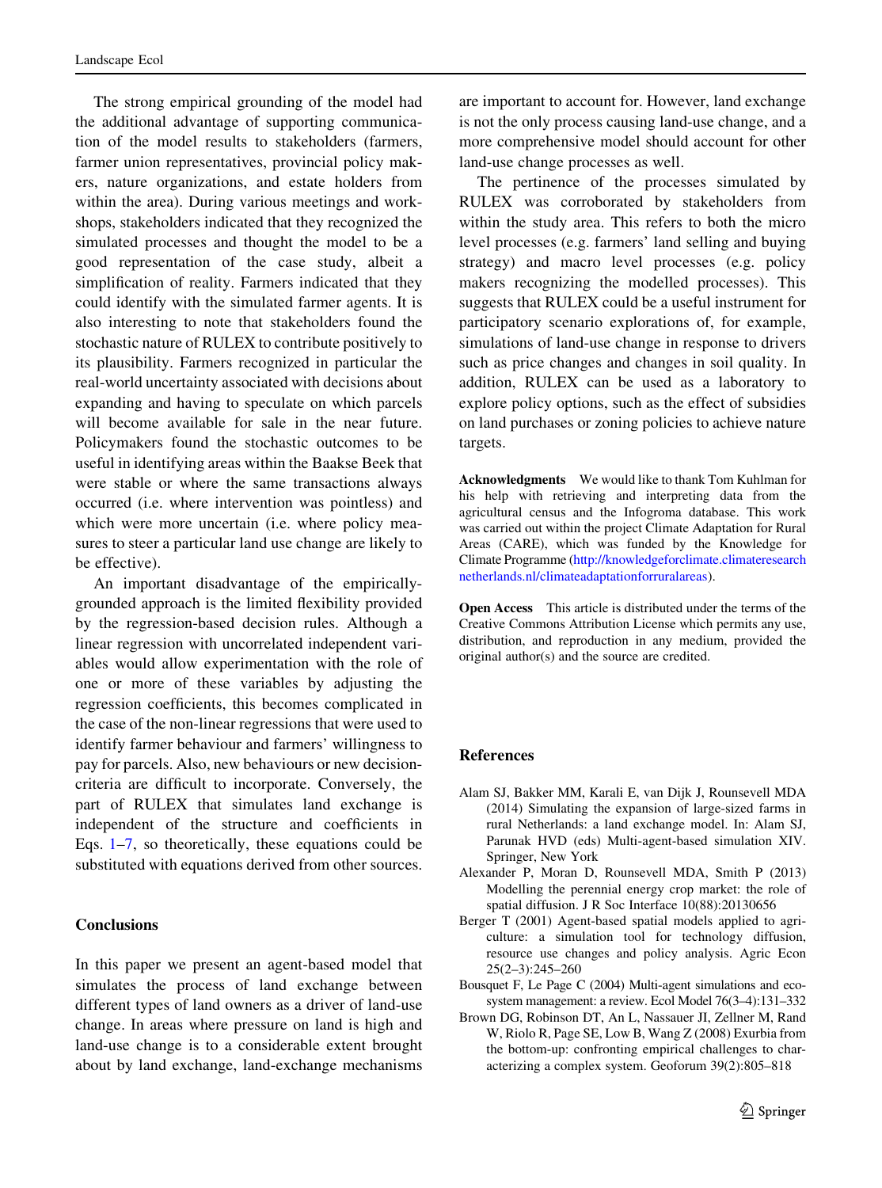The strong empirical grounding of the model had the additional advantage of supporting communication of the model results to stakeholders (farmers, farmer union representatives, provincial policy makers, nature organizations, and estate holders from within the area). During various meetings and workshops, stakeholders indicated that they recognized the simulated processes and thought the model to be a good representation of the case study, albeit a simplification of reality. Farmers indicated that they could identify with the simulated farmer agents. It is also interesting to note that stakeholders found the stochastic nature of RULEX to contribute positively to its plausibility. Farmers recognized in particular the real-world uncertainty associated with decisions about expanding and having to speculate on which parcels will become available for sale in the near future. Policymakers found the stochastic outcomes to be useful in identifying areas within the Baakse Beek that were stable or where the same transactions always occurred (i.e. where intervention was pointless) and which were more uncertain (i.e. where policy measures to steer a particular land use change are likely to be effective).

An important disadvantage of the empirically-grounded approach is the limited flexibility provided by the regression-based decision rules. Although a linear regression with uncorrelated independent variables would allow experimentation with the role of one or more of these variables by adjusting the regression coefficients, this becomes complicated in the case of the non-linear regressions that were used to identify farmer behaviour and farmers' willingness to pay for parcels. Also, new behaviours or new decision-criteria are difficult to incorporate. Conversely, the part of RULEX that simulates land exchange is independent of the structure and coefficients in Eqs. 1–7, so theoretically, these equations could be substituted with equations derived from other sources.

## Conclusions

In this paper we present an agent-based model that simulates the process of land exchange between different types of land owners as a driver of land-use change. In areas where pressure on land is high and land-use change is to a considerable extent brought about by land exchange, land-exchange mechanisms are important to account for. However, land exchange is not the only process causing land-use change, and a more comprehensive model should account for other land-use change processes as well.

The pertinence of the processes simulated by RULEX was corroborated by stakeholders from within the study area. This refers to both the micro level processes (e.g. farmers' land selling and buying strategy) and macro level processes (e.g. policy makers recognizing the modelled processes). This suggests that RULEX could be a useful instrument for participatory scenario explorations of, for example, simulations of land-use change in response to drivers such as price changes and changes in soil quality. In addition, RULEX can be used as a laboratory to explore policy options, such as the effect of subsidies on land purchases or zoning policies to achieve nature targets.

**Acknowledgments** We would like to thank Tom Kuhlman for his help with retrieving and interpreting data from the agricultural census and the Infogroma database. This work was carried out within the project Climate Adaptation for Rural Areas (CARE), which was funded by the Knowledge for Climate Programme (http://knowledgeforclimate.climateresearchnetherlands.nl/climateadaptationforruralareas).

**Open Access** This article is distributed under the terms of the Creative Commons Attribution License which permits any use, distribution, and reproduction in any medium, provided the original author(s) and the source are credited.

## References

Alam SJ, Bakker MM, Karali E, van Dijk J, Rounsevell MDA (2014) Simulating the expansion of large-sized farms in rural Netherlands: a land exchange model. In: Alam SJ, Parunak HVD (eds) Multi-agent-based simulation XIV. Springer, New York

Alexander P, Moran D, Rounsevell MDA, Smith P (2013) Modelling the perennial energy crop market: the role of spatial diffusion. J R Soc Interface 10(88):20130656

Berger T (2001) Agent-based spatial models applied to agriculture: a simulation tool for technology diffusion, resource use changes and policy analysis. Agric Econ 25(2–3):245–260

Bousquet F, Le Page C (2004) Multi-agent simulations and ecosystem management: a review. Ecol Model 76(3–4):131–332

Brown DG, Robinson DT, An L, Nassauer JI, Zellner M, Rand W, Riolo R, Page SE, Low B, Wang Z (2008) Exurbia from the bottom-up: confronting empirical challenges to characterizing a complex system. Geoforum 39(2):805–818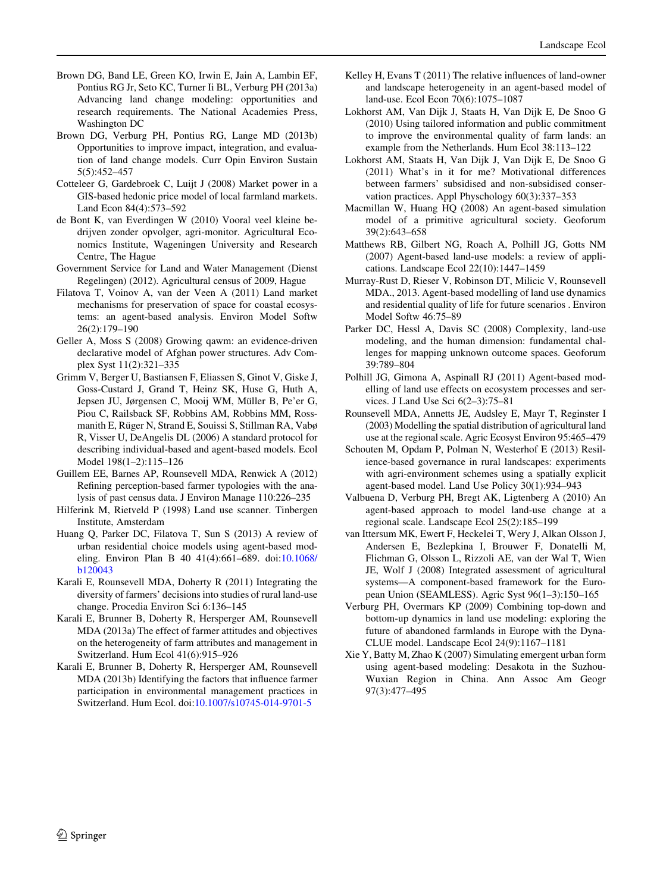Brown DG, Band LE, Green KO, Irwin E, Jain A, Lambin EF, Pontius RG Jr, Seto KC, Turner Ii BL, Verburg PH (2013a) Advancing land change modeling: opportunities and research requirements. The National Academies Press, Washington DC

Brown DG, Verburg PH, Pontius RG, Lange MD (2013b) Opportunities to improve impact, integration, and evaluation of land change models. Curr Opin Environ Sustain 5(5):452–457

Cotteleer G, Gardebroek C, Luijt J (2008) Market power in a GIS-based hedonic price model of local farmland markets. Land Econ 84(4):573–592

de Bont K, van Everdingen W (2010) Vooral veel kleine bedrijven zonder opvolger, agri-monitor. Agricultural Economics Institute, Wageningen University and Research Centre, The Hague

Government Service for Land and Water Management (Dienst Regelingen) (2012). Agricultural census of 2009, Hague

Filatova T, Voinov A, van der Veen A (2011) Land market mechanisms for preservation of space for coastal ecosystems: an agent-based analysis. Environ Model Softw 26(2):179–190

Geller A, Moss S (2008) Growing qawm: an evidence-driven declarative model of Afghan power structures. Adv Complex Syst 11(2):321–335

Grimm V, Berger U, Bastiansen F, Eliassen S, Ginot V, Giske J, Goss-Custard J, Grand T, Heinz SK, Huse G, Huth A, Jepsen JU, Jørgensen C, Mooij WM, Müller B, Pe'er G, Piou C, Railsback SF, Robbins AM, Robbins MM, Rossmanith E, Rüger N, Strand E, Souissi S, Stillman RA, Vabø R, Visser U, DeAngelis DL (2006) A standard protocol for describing individual-based and agent-based models. Ecol Model 198(1–2):115–126

Guillem EE, Barnes AP, Rounsevell MDA, Renwick A (2012) Refining perception-based farmer typologies with the analysis of past census data. J Environ Manage 110:226–235

Hilferink M, Rietveld P (1998) Land use scanner. Tinbergen Institute, Amsterdam

Huang Q, Parker DC, Filatova T, Sun S (2013) A review of urban residential choice models using agent-based modeling. Environ Plan B 40 41(4):661–689. doi:10.1068/b120043

Karali E, Rounsevell MDA, Doherty R (2011) Integrating the diversity of farmers' decisions into studies of rural land-use change. Procedia Environ Sci 6:136–145

Karali E, Brunner B, Doherty R, Hersperger AM, Rounsevell MDA (2013a) The effect of farmer attitudes and objectives on the heterogeneity of farm attributes and management in Switzerland. Hum Ecol 41(6):915–926

Karali E, Brunner B, Doherty R, Hersperger AM, Rounsevell MDA (2013b) Identifying the factors that influence farmer participation in environmental management practices in Switzerland. Hum Ecol. doi:10.1007/s10745-014-9701-5

Kelley H, Evans T (2011) The relative influences of land-owner and landscape heterogeneity in an agent-based model of land-use. Ecol Econ 70(6):1075–1087

Lokhorst AM, Van Dijk J, Staats H, Van Dijk E, De Snoo G (2010) Using tailored information and public commitment to improve the environmental quality of farm lands: an example from the Netherlands. Hum Ecol 38:113–122

Lokhorst AM, Staats H, Van Dijk J, Van Dijk E, De Snoo G (2011) What's in it for me? Motivational differences between farmers' subsidised and non-subsidised conservation practices. Appl Phsychology 60(3):337–353

Macmillan W, Huang HQ (2008) An agent-based simulation model of a primitive agricultural society. Geoforum 39(2):643–658

Matthews RB, Gilbert NG, Roach A, Polhill JG, Gotts NM (2007) Agent-based land-use models: a review of applications. Landscape Ecol 22(10):1447–1459

Murray-Rust D, Rieser V, Robinson DT, Milicic V, Rounsevell MDA., 2013. Agent-based modelling of land use dynamics and residential quality of life for future scenarios . Environ Model Softw 46:75–89

Parker DC, Hessl A, Davis SC (2008) Complexity, land-use modeling, and the human dimension: fundamental challenges for mapping unknown outcome spaces. Geoforum 39:789–804

Polhill JG, Gimona A, Aspinall RJ (2011) Agent-based modelling of land use effects on ecosystem processes and services. J Land Use Sci 6(2–3):75–81

Rounsevell MDA, Annetts JE, Audsley E, Mayr T, Reginster I (2003) Modelling the spatial distribution of agricultural land use at the regional scale. Agric Ecosyst Environ 95:465–479

Schouten M, Opdam P, Polman N, Westerhof E (2013) Resilience-based governance in rural landscapes: experiments with agri-environment schemes using a spatially explicit agent-based model. Land Use Policy 30(1):934–943

Valbuena D, Verburg PH, Bregt AK, Ligtenberg A (2010) An agent-based approach to model land-use change at a regional scale. Landscape Ecol 25(2):185–199

van Ittersum MK, Ewert F, Heckelei T, Wery J, Alkan Olsson J, Andersen E, Bezlepkina I, Brouwer F, Donatelli M, Flichman G, Olsson L, Rizzoli AE, van der Wal T, Wien JE, Wolf J (2008) Integrated assessment of agricultural systems—A component-based framework for the European Union (SEAMLESS). Agric Syst 96(1–3):150–165

Verburg PH, Overmars KP (2009) Combining top-down and bottom-up dynamics in land use modeling: exploring the future of abandoned farmlands in Europe with the Dyna-CLUE model. Landscape Ecol 24(9):1167–1181

Xie Y, Batty M, Zhao K (2007) Simulating emergent urban form using agent-based modeling: Desakota in the Suzhou-Wuxian Region in China. Ann Assoc Am Geogr 97(3):477–495